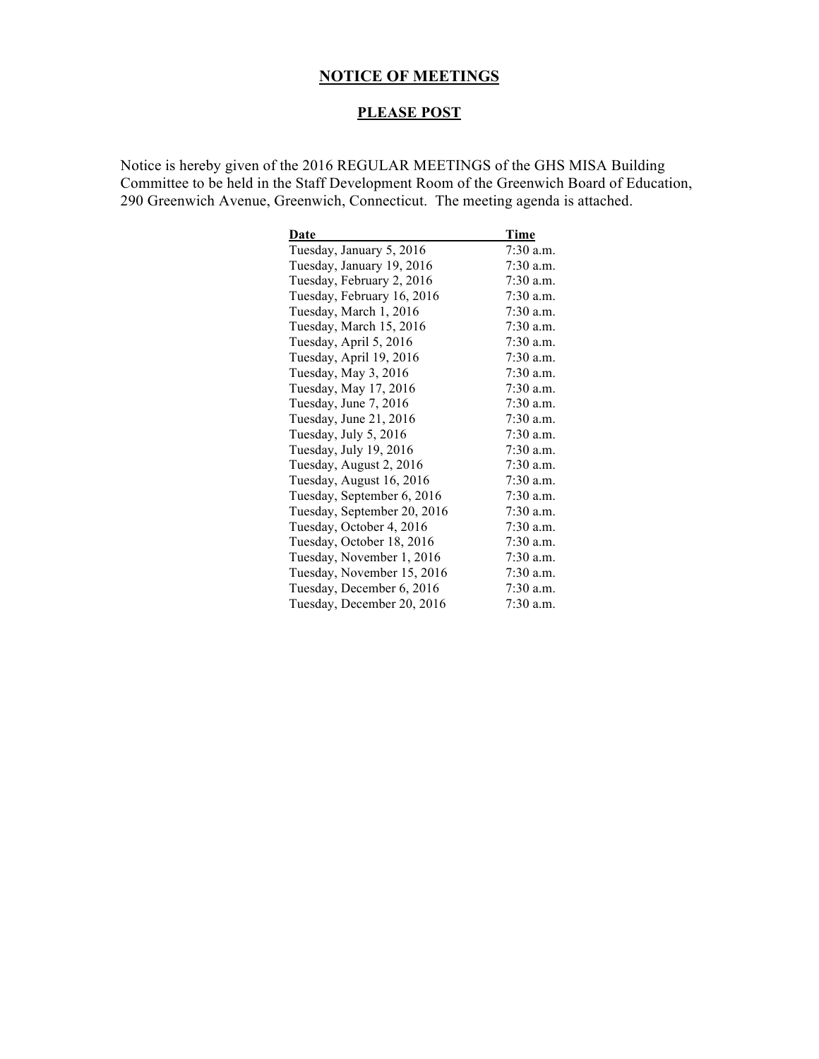# NOTICE OF MEETINGS

## PLEASE POST

Notice is hereby given of the 2016 REGULAR MEETINGS of the GHS MISA Building Committee to be held in the Staff Development Room of the Greenwich Board of Education, 290 Greenwich Avenue, Greenwich, Connecticut. The meeting agenda is attached.

| Date | Time |
|---|---|
| Tuesday, January 5, 2016 | 7:30 a.m. |
| Tuesday, January 19, 2016 | 7:30 a.m. |
| Tuesday, February 2, 2016 | 7:30 a.m. |
| Tuesday, February 16, 2016 | 7:30 a.m. |
| Tuesday, March 1, 2016 | 7:30 a.m. |
| Tuesday, March 15, 2016 | 7:30 a.m. |
| Tuesday, April 5, 2016 | 7:30 a.m. |
| Tuesday, April 19, 2016 | 7:30 a.m. |
| Tuesday, May 3, 2016 | 7:30 a.m. |
| Tuesday, May 17, 2016 | 7:30 a.m. |
| Tuesday, June 7, 2016 | 7:30 a.m. |
| Tuesday, June 21, 2016 | 7:30 a.m. |
| Tuesday, July 5, 2016 | 7:30 a.m. |
| Tuesday, July 19, 2016 | 7:30 a.m. |
| Tuesday, August 2, 2016 | 7:30 a.m. |
| Tuesday, August 16, 2016 | 7:30 a.m. |
| Tuesday, September 6, 2016 | 7:30 a.m. |
| Tuesday, September 20, 2016 | 7:30 a.m. |
| Tuesday, October 4, 2016 | 7:30 a.m. |
| Tuesday, October 18, 2016 | 7:30 a.m. |
| Tuesday, November 1, 2016 | 7:30 a.m. |
| Tuesday, November 15, 2016 | 7:30 a.m. |
| Tuesday, December 6, 2016 | 7:30 a.m. |
| Tuesday, December 20, 2016 | 7:30 a.m. |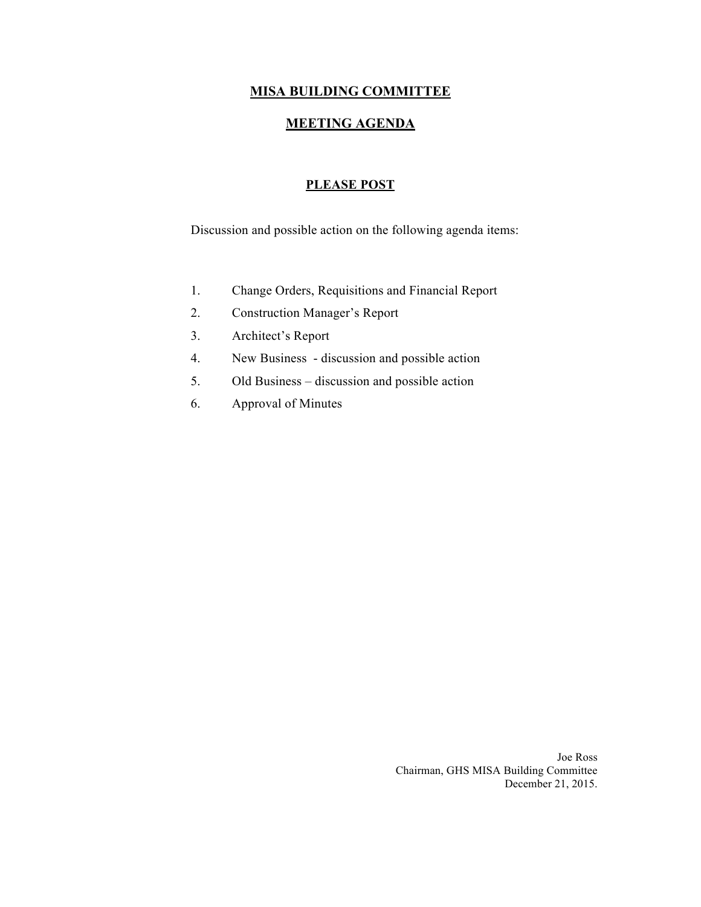# MISA BUILDING COMMITTEE

# MEETING AGENDA

## PLEASE POST

Discussion and possible action on the following agenda items:

1. Change Orders, Requisitions and Financial Report
2. Construction Manager's Report
3. Architect's Report
4. New Business - discussion and possible action
5. Old Business – discussion and possible action
6. Approval of Minutes

Joe Ross
Chairman, GHS MISA Building Committee
December 21, 2015.